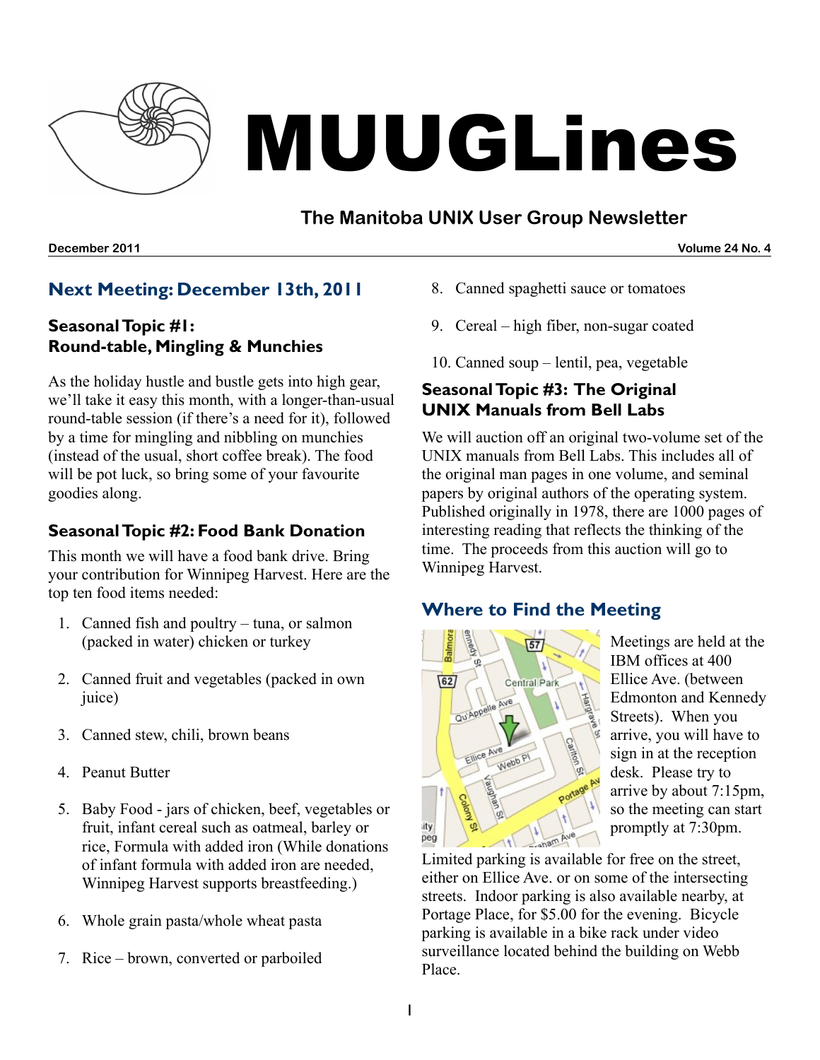# MUUGLines

## The Manitoba UNIX User Group Newsletter

**December 2011** **Volume 24 No. 4**

## Next Meeting: December 13th, 2011

### Seasonal Topic #1: Round-table, Mingling & Munchies

As the holiday hustle and bustle gets into high gear, we'll take it easy this month, with a longer-than-usual round-table session (if there's a need for it), followed by a time for mingling and nibbling on munchies (instead of the usual, short coffee break). The food will be pot luck, so bring some of your favourite goodies along.

### Seasonal Topic #2: Food Bank Donation

This month we will have a food bank drive. Bring your contribution for Winnipeg Harvest. Here are the top ten food items needed:

1. Canned fish and poultry – tuna, or salmon (packed in water) chicken or turkey
2. Canned fruit and vegetables (packed in own juice)
3. Canned stew, chili, brown beans
4. Peanut Butter
5. Baby Food - jars of chicken, beef, vegetables or fruit, infant cereal such as oatmeal, barley or rice, Formula with added iron (While donations of infant formula with added iron are needed, Winnipeg Harvest supports breastfeeding.)
6. Whole grain pasta/whole wheat pasta
7. Rice – brown, converted or parboiled
8. Canned spaghetti sauce or tomatoes
9. Cereal – high fiber, non-sugar coated
10. Canned soup – lentil, pea, vegetable

### Seasonal Topic #3: The Original UNIX Manuals from Bell Labs

We will auction off an original two-volume set of the UNIX manuals from Bell Labs. This includes all of the original man pages in one volume, and seminal papers by original authors of the operating system. Published originally in 1978, there are 1000 pages of interesting reading that reflects the thinking of the time. The proceeds from this auction will go to Winnipeg Harvest.

## Where to Find the Meeting

Meetings are held at the IBM offices at 400 Ellice Ave. (between Edmonton and Kennedy Streets). When you arrive, you will have to sign in at the reception desk. Please try to arrive by about 7:15pm, so the meeting can start promptly at 7:30pm.

Limited parking is available for free on the street, either on Ellice Ave. or on some of the intersecting streets. Indoor parking is also available nearby, at Portage Place, for $5.00 for the evening. Bicycle parking is available in a bike rack under video surveillance located behind the building on Webb Place.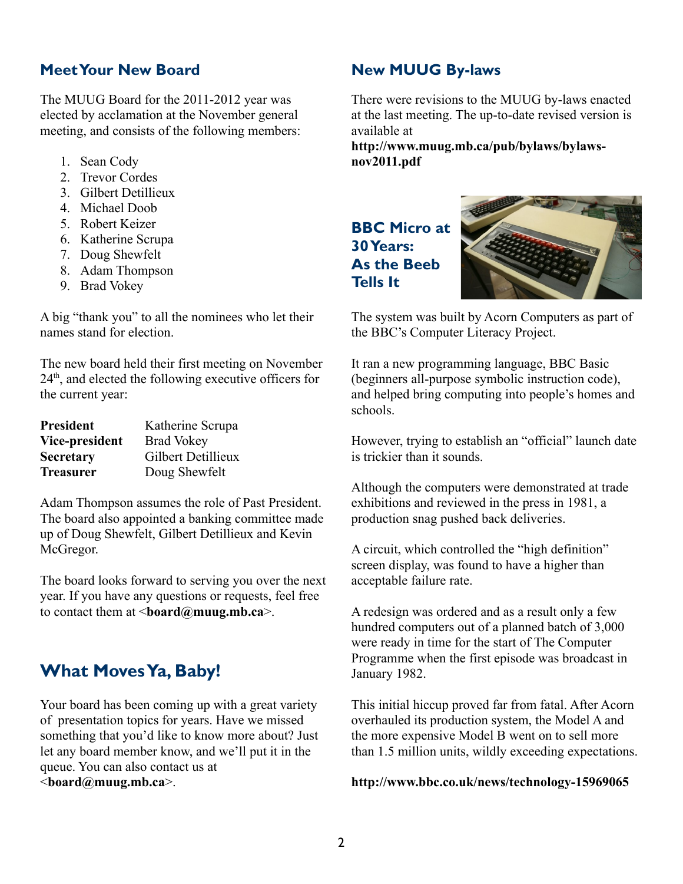## Meet Your New Board

The MUUG Board for the 2011-2012 year was elected by acclamation at the November general meeting, and consists of the following members:

1. Sean Cody
2. Trevor Cordes
3. Gilbert Detillieux
4. Michael Doob
5. Robert Keizer
6. Katherine Scrupa
7. Doug Shewfelt
8. Adam Thompson
9. Brad Vokey

A big "thank you" to all the nominees who let their names stand for election.

The new board held their first meeting on November 24th, and elected the following executive officers for the current year:

| | |
|---|---|
| **President** | Katherine Scrupa |
| **Vice-president** | Brad Vokey |
| **Secretary** | Gilbert Detillieux |
| **Treasurer** | Doug Shewfelt |

Adam Thompson assumes the role of Past President. The board also appointed a banking committee made up of Doug Shewfelt, Gilbert Detillieux and Kevin McGregor.

The board looks forward to serving you over the next year. If you have any questions or requests, feel free to contact them at <**board@muug.mb.ca**>.

## What Moves Ya, Baby!

Your board has been coming up with a great variety of presentation topics for years. Have we missed something that you'd like to know more about? Just let any board member know, and we'll put it in the queue. You can also contact us at <**board@muug.mb.ca**>.

## New MUUG By-laws

There were revisions to the MUUG by-laws enacted at the last meeting. The up-to-date revised version is available at **http://www.muug.mb.ca/pub/bylaws/bylaws-nov2011.pdf**

## BBC Micro at 30 Years: As the Beeb Tells It

The system was built by Acorn Computers as part of the BBC's Computer Literacy Project.

It ran a new programming language, BBC Basic (beginners all-purpose symbolic instruction code), and helped bring computing into people's homes and schools.

However, trying to establish an "official" launch date is trickier than it sounds.

Although the computers were demonstrated at trade exhibitions and reviewed in the press in 1981, a production snag pushed back deliveries.

A circuit, which controlled the "high definition" screen display, was found to have a higher than acceptable failure rate.

A redesign was ordered and as a result only a few hundred computers out of a planned batch of 3,000 were ready in time for the start of The Computer Programme when the first episode was broadcast in January 1982.

This initial hiccup proved far from fatal. After Acorn overhauled its production system, the Model A and the more expensive Model B went on to sell more than 1.5 million units, wildly exceeding expectations.

**http://www.bbc.co.uk/news/technology-15969065**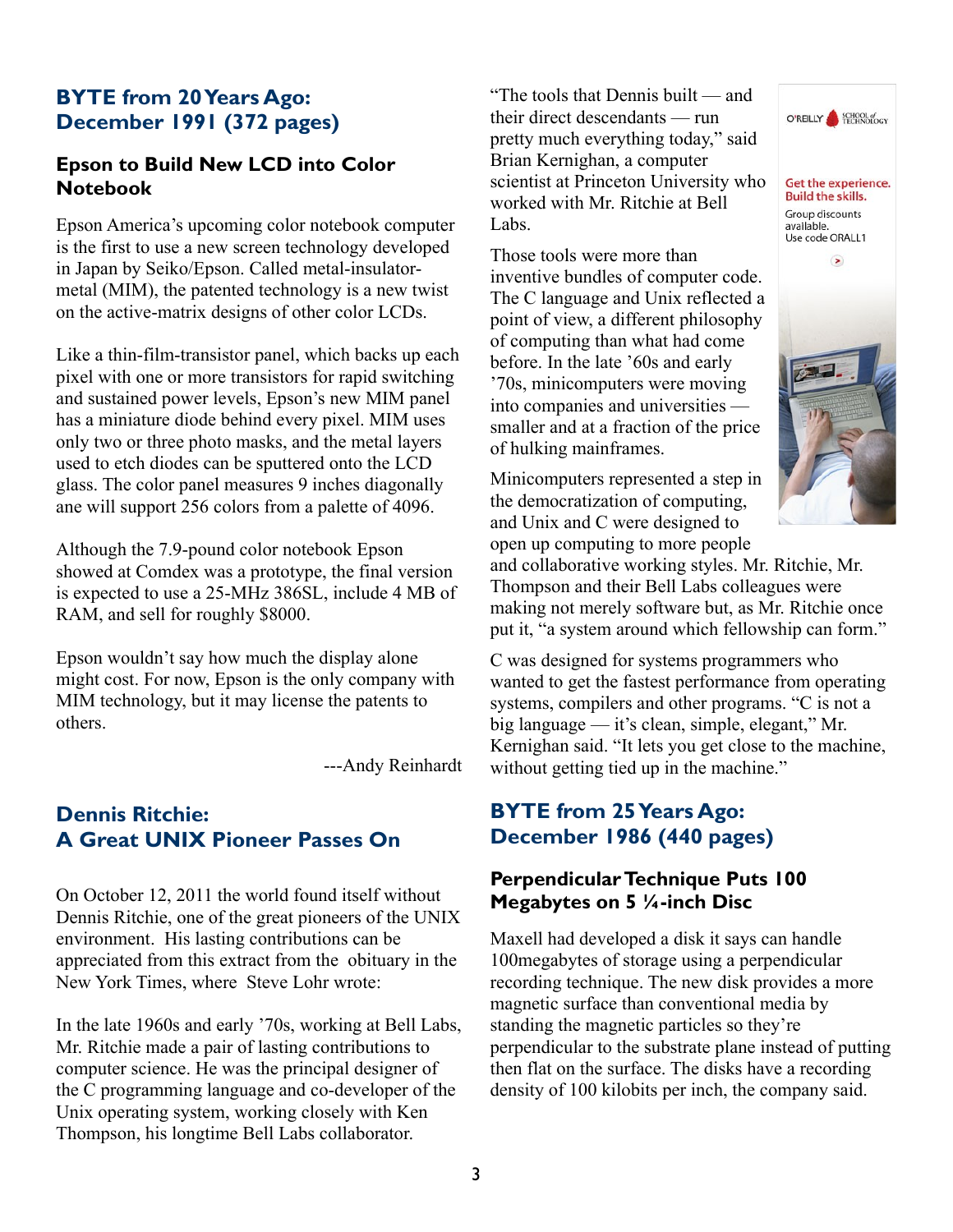## BYTE from 20 Years Ago: December 1991 (372 pages)

### Epson to Build New LCD into Color Notebook

Epson America's upcoming color notebook computer is the first to use a new screen technology developed in Japan by Seiko/Epson. Called metal-insulator-metal (MIM), the patented technology is a new twist on the active-matrix designs of other color LCDs.

Like a thin-film-transistor panel, which backs up each pixel with one or more transistors for rapid switching and sustained power levels, Epson's new MIM panel has a miniature diode behind every pixel. MIM uses only two or three photo masks, and the metal layers used to etch diodes can be sputtered onto the LCD glass. The color panel measures 9 inches diagonally ane will support 256 colors from a palette of 4096.

Although the 7.9-pound color notebook Epson showed at Comdex was a prototype, the final version is expected to use a 25-MHz 386SL, include 4 MB of RAM, and sell for roughly $8000.

Epson wouldn't say how much the display alone might cost. For now, Epson is the only company with MIM technology, but it may license the patents to others.

---Andy Reinhardt

## Dennis Ritchie: A Great UNIX Pioneer Passes On

On October 12, 2011 the world found itself without Dennis Ritchie, one of the great pioneers of the UNIX environment. His lasting contributions can be appreciated from this extract from the obituary in the New York Times, where Steve Lohr wrote:

In the late 1960s and early '70s, working at Bell Labs, Mr. Ritchie made a pair of lasting contributions to computer science. He was the principal designer of the C programming language and co-developer of the Unix operating system, working closely with Ken Thompson, his longtime Bell Labs collaborator.

"The tools that Dennis built — and their direct descendants — run pretty much everything today," said Brian Kernighan, a computer scientist at Princeton University who worked with Mr. Ritchie at Bell Labs.

Those tools were more than inventive bundles of computer code. The C language and Unix reflected a point of view, a different philosophy of computing than what had come before. In the late '60s and early '70s, minicomputers were moving into companies and universities — smaller and at a fraction of the price of hulking mainframes.

Minicomputers represented a step in the democratization of computing, and Unix and C were designed to open up computing to more people and collaborative working styles. Mr. Ritchie, Mr. Thompson and their Bell Labs colleagues were making not merely software but, as Mr. Ritchie once put it, "a system around which fellowship can form."

C was designed for systems programmers who wanted to get the fastest performance from operating systems, compilers and other programs. "C is not a big language — it's clean, simple, elegant," Mr. Kernighan said. "It lets you get close to the machine, without getting tied up in the machine."

O'REILLY SCHOOL of TECHNOLOGY

Get the experience. Build the skills.

Group discounts available. Use code ORALL1

## BYTE from 25 Years Ago: December 1986 (440 pages)

### Perpendicular Technique Puts 100 Megabytes on 5 ¼-inch Disc

Maxell had developed a disk it says can handle 100megabytes of storage using a perpendicular recording technique. The new disk provides a more magnetic surface than conventional media by standing the magnetic particles so they're perpendicular to the substrate plane instead of putting then flat on the surface. The disks have a recording density of 100 kilobits per inch, the company said.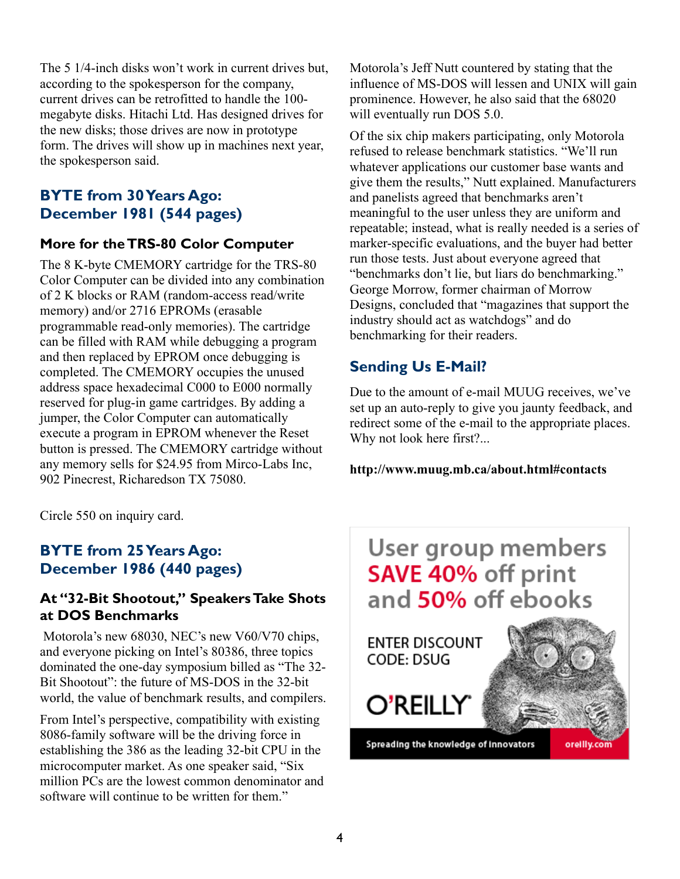The 5 1/4-inch disks won't work in current drives but, according to the spokesperson for the company, current drives can be retrofitted to handle the 100-megabyte disks. Hitachi Ltd. Has designed drives for the new disks; those drives are now in prototype form. The drives will show up in machines next year, the spokesperson said.

## BYTE from 30 Years Ago: December 1981 (544 pages)

### More for the TRS-80 Color Computer

The 8 K-byte CMEMORY cartridge for the TRS-80 Color Computer can be divided into any combination of 2 K blocks or RAM (random-access read/write memory) and/or 2716 EPROMs (erasable programmable read-only memories). The cartridge can be filled with RAM while debugging a program and then replaced by EPROM once debugging is completed. The CMEMORY occupies the unused address space hexadecimal C000 to E000 normally reserved for plug-in game cartridges. By adding a jumper, the Color Computer can automatically execute a program in EPROM whenever the Reset button is pressed. The CMEMORY cartridge without any memory sells for $24.95 from Mirco-Labs Inc, 902 Pinecrest, Richaredson TX 75080.

Circle 550 on inquiry card.

## BYTE from 25 Years Ago: December 1986 (440 pages)

### At "32-Bit Shootout," Speakers Take Shots at DOS Benchmarks

Motorola's new 68030, NEC's new V60/V70 chips, and everyone picking on Intel's 80386, three topics dominated the one-day symposium billed as "The 32-Bit Shootout": the future of MS-DOS in the 32-bit world, the value of benchmark results, and compilers.

From Intel's perspective, compatibility with existing 8086-family software will be the driving force in establishing the 386 as the leading 32-bit CPU in the microcomputer market. As one speaker said, "Six million PCs are the lowest common denominator and software will continue to be written for them."

Motorola's Jeff Nutt countered by stating that the influence of MS-DOS will lessen and UNIX will gain prominence. However, he also said that the 68020 will eventually run DOS 5.0.

Of the six chip makers participating, only Motorola refused to release benchmark statistics. "We'll run whatever applications our customer base wants and give them the results," Nutt explained. Manufacturers and panelists agreed that benchmarks aren't meaningful to the user unless they are uniform and repeatable; instead, what is really needed is a series of marker-specific evaluations, and the buyer had better run those tests. Just about everyone agreed that "benchmarks don't lie, but liars do benchmarking." George Morrow, former chairman of Morrow Designs, concluded that "magazines that support the industry should act as watchdogs" and do benchmarking for their readers.

## Sending Us E-Mail?

Due to the amount of e-mail MUUG receives, we've set up an auto-reply to give you jaunty feedback, and redirect some of the e-mail to the appropriate places. Why not look here first?...

**http://www.muug.mb.ca/about.html#contacts**

User group members SAVE 40% off print and 50% off ebooks

ENTER DISCOUNT CODE: DSUG

O'REILLY

Spreading the knowledge of innovators

oreilly.com